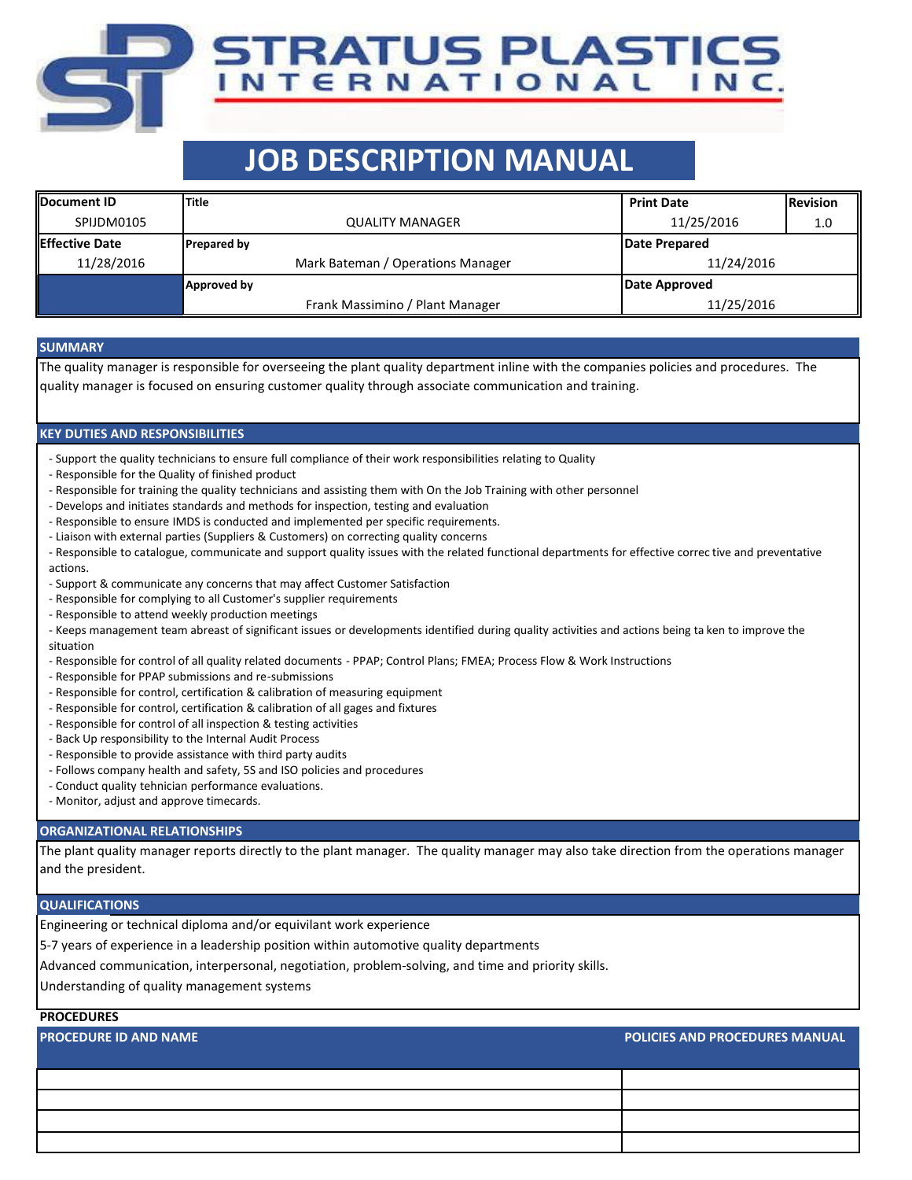# STRATUS PLASTICS INTERNATIONAL INC.

## JOB DESCRIPTION MANUAL

| Document ID | Title | Print Date | Revision |
|---|---|---|---|
| SPIJDM0105 | QUALITY MANAGER | 11/25/2016 | 1.0 |
| **Effective Date** | **Prepared by** | **Date Prepared** | |
| 11/28/2016 | Mark Bateman / Operations Manager | 11/24/2016 | |
| | **Approved by** | **Date Approved** | |
| | Frank Massimino / Plant Manager | 11/25/2016 | |

### SUMMARY

The quality manager is responsible for overseeing the plant quality department inline with the companies policies and procedures. The quality manager is focused on ensuring customer quality through associate communication and training.

### KEY DUTIES AND RESPONSIBILITIES

- Support the quality technicians to ensure full compliance of their work responsibilities relating to Quality
- Responsible for the Quality of finished product
- Responsible for training the quality technicians and assisting them with On the Job Training with other personnel
- Develops and initiates standards and methods for inspection, testing and evaluation
- Responsible to ensure IMDS is conducted and implemented per specific requirements.
- Liaison with external parties (Suppliers & Customers) on correcting quality concerns
- Responsible to catalogue, communicate and support quality issues with the related functional departments for effective correc tive and preventative actions.
- Support & communicate any concerns that may affect Customer Satisfaction
- Responsible for complying to all Customer's supplier requirements
- Responsible to attend weekly production meetings
- Keeps management team abreast of significant issues or developments identified during quality activities and actions being ta ken to improve the situation
- Responsible for control of all quality related documents - PPAP; Control Plans; FMEA; Process Flow & Work Instructions
- Responsible for PPAP submissions and re-submissions
- Responsible for control, certification & calibration of measuring equipment
- Responsible for control, certification & calibration of all gages and fixtures
- Responsible for control of all inspection & testing activities
- Back Up responsibility to the Internal Audit Process
- Responsible to provide assistance with third party audits
- Follows company health and safety, 5S and ISO policies and procedures
- Conduct quality tehnician performance evaluations.
- Monitor, adjust and approve timecards.

### ORGANIZATIONAL RELATIONSHIPS

The plant quality manager reports directly to the plant manager. The quality manager may also take direction from the operations manager and the president.

### QUALIFICATIONS

Engineering or technical diploma and/or equivilant work experience

5-7 years of experience in a leadership position within automotive quality departments

Advanced communication, interpersonal, negotiation, problem-solving, and time and priority skills.

Understanding of quality management systems

### PROCEDURES

| PROCEDURE ID AND NAME | POLICIES AND PROCEDURES MANUAL |
|---|---|
| | |
| | |
| | |
| | |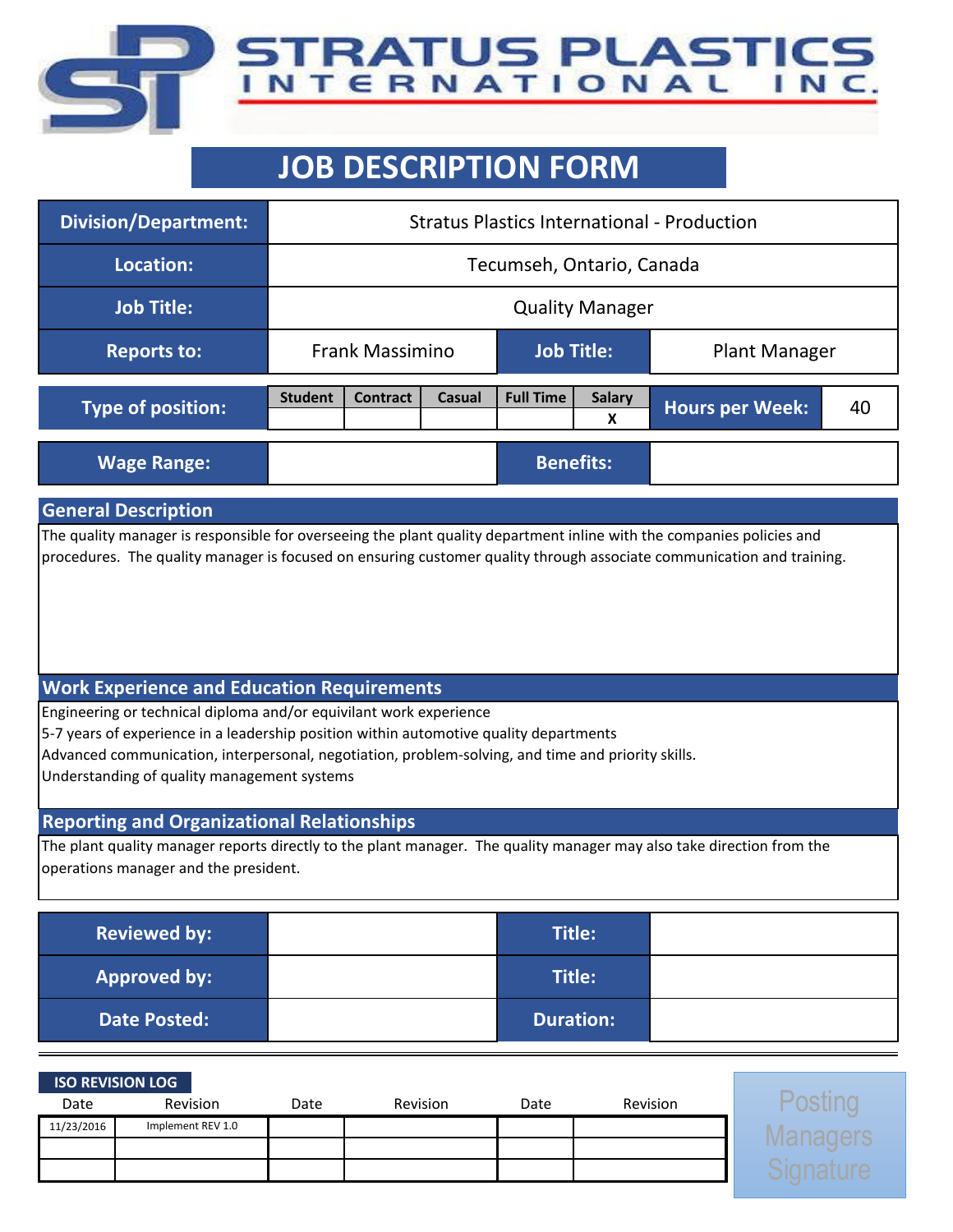# STRATUS PLASTICS INTERNATIONAL INC.

## JOB DESCRIPTION FORM

| | | | |
|---|---|---|---|
| **Division/Department:** | Stratus Plastics International - Production | | |
| **Location:** | Tecumseh, Ontario, Canada | | |
| **Job Title:** | Quality Manager | | |
| **Reports to:** | Frank Massimino | **Job Title:** | Plant Manager |

| **Type of position:** | Student | Contract | Casual | Full Time | Salary | **Hours per Week:** | 40 |
|---|---|---|---|---|---|---|---|
| | | | | | X | | |

| | | | |
|---|---|---|---|
| **Wage Range:** | | **Benefits:** | |

## General Description

The quality manager is responsible for overseeing the plant quality department inline with the companies policies and procedures. The quality manager is focused on ensuring customer quality through associate communication and training.

## Work Experience and Education Requirements

Engineering or technical diploma and/or equivilant work experience
5-7 years of experience in a leadership position within automotive quality departments
Advanced communication, interpersonal, negotiation, problem-solving, and time and priority skills.
Understanding of quality management systems

## Reporting and Organizational Relationships

The plant quality manager reports directly to the plant manager. The quality manager may also take direction from the operations manager and the president.

| | | | |
|---|---|---|---|
| **Reviewed by:** | | **Title:** | |
| **Approved by:** | | **Title:** | |
| **Date Posted:** | | **Duration:** | |

**ISO REVISION LOG**

| Date | Revision | Date | Revision | Date | Revision |
|---|---|---|---|---|---|
| 11/23/2016 | Implement REV 1.0 | | | | |
| | | | | | |
| | | | | | |

Posting Managers Signature